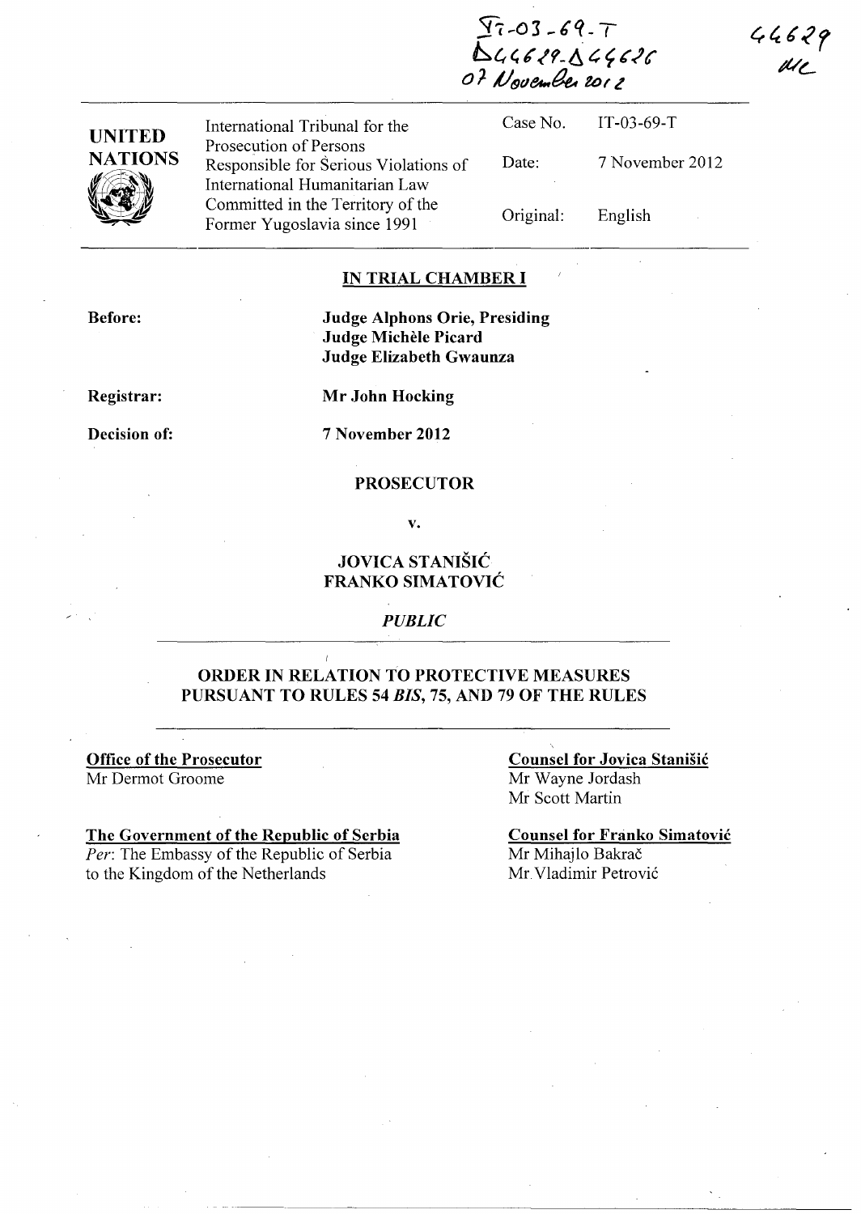IT-03-69-T
D44629-D44626
07 November 2012

44629
MC

| UNITED NATIONS | International Tribunal for the Prosecution of Persons Responsible for Serious Violations of International Humanitarian Law Committed in the Territory of the Former Yugoslavia since 1991 | Case No. | IT-03-69-T |
|---|---|---|---|
| | | Date: | 7 November 2012 |
| | | Original: | English |

## IN TRIAL CHAMBER I

**Before:**

**Judge Alphons Orie, Presiding**
**Judge Michèle Picard**
**Judge Elizabeth Gwaunza**

**Registrar:** **Mr John Hocking**

**Decision of:** **7 November 2012**

**PROSECUTOR**

**v.**

**JOVICA STANIŠIĆ**
**FRANKO SIMATOVIĆ**

***PUBLIC***

## ORDER IN RELATION TO PROTECTIVE MEASURES PURSUANT TO RULES 54 *BIS*, 75, AND 79 OF THE RULES

**Office of the Prosecutor**
Mr Dermot Groome

**The Government of the Republic of Serbia**
*Per*: The Embassy of the Republic of Serbia to the Kingdom of the Netherlands

**Counsel for Jovica Stanišić**
Mr Wayne Jordash
Mr Scott Martin

**Counsel for Franko Simatović**
Mr Mihajlo Bakrač
Mr Vladimir Petrović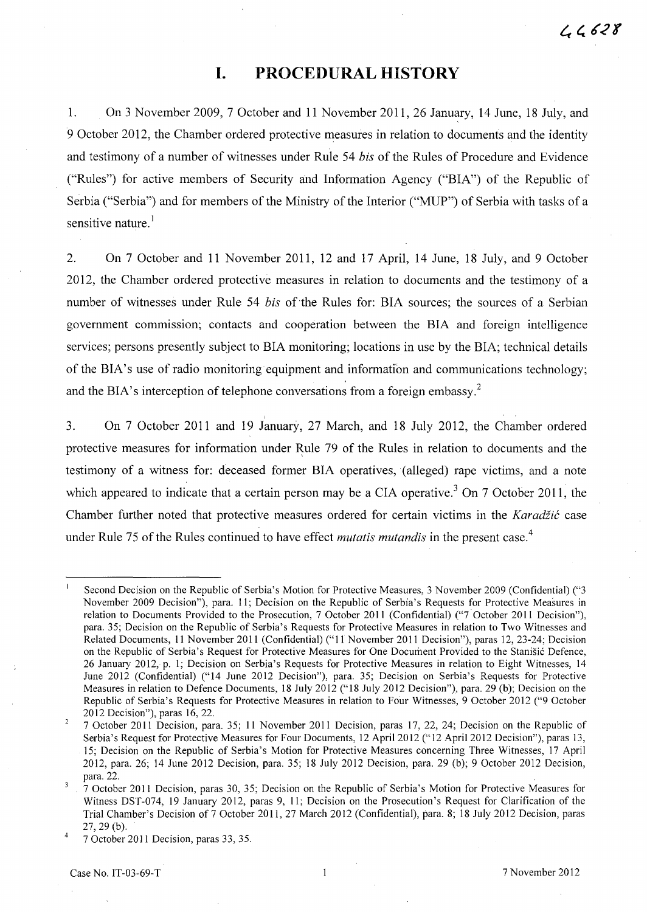# I. PROCEDURAL HISTORY

1. On 3 November 2009, 7 October and 11 November 2011, 26 January, 14 June, 18 July, and 9 October 2012, the Chamber ordered protective measures in relation to documents and the identity and testimony of a number of witnesses under Rule 54 *bis* of the Rules of Procedure and Evidence ("Rules") for active members of Security and Information Agency ("BIA") of the Republic of Serbia ("Serbia") and for members of the Ministry of the Interior ("MUP") of Serbia with tasks of a sensitive nature.[1]

2. On 7 October and 11 November 2011, 12 and 17 April, 14 June, 18 July, and 9 October 2012, the Chamber ordered protective measures in relation to documents and the testimony of a number of witnesses under Rule 54 *bis* of the Rules for: BIA sources; the sources of a Serbian government commission; contacts and cooperation between the BIA and foreign intelligence services; persons presently subject to BIA monitoring; locations in use by the BIA; technical details of the BIA's use of radio monitoring equipment and information and communications technology; and the BIA's interception of telephone conversations from a foreign embassy.[2]

3. On 7 October 2011 and 19 January, 27 March, and 18 July 2012, the Chamber ordered protective measures for information under Rule 79 of the Rules in relation to documents and the testimony of a witness for: deceased former BIA operatives, (alleged) rape victims, and a note which appeared to indicate that a certain person may be a CIA operative.[3] On 7 October 2011, the Chamber further noted that protective measures ordered for certain victims in the *Karadžić* case under Rule 75 of the Rules continued to have effect *mutatis mutandis* in the present case.[4]

---

[1] Second Decision on the Republic of Serbia's Motion for Protective Measures, 3 November 2009 (Confidential) ("3 November 2009 Decision"), para. 11; Decision on the Republic of Serbia's Requests for Protective Measures in relation to Documents Provided to the Prosecution, 7 October 2011 (Confidential) ("7 October 2011 Decision"), para. 35; Decision on the Republic of Serbia's Requests for Protective Measures in relation to Two Witnesses and Related Documents, 11 November 2011 (Confidential) ("11 November 2011 Decision"), paras 12, 23-24; Decision on the Republic of Serbia's Request for Protective Measures for One Document Provided to the Stanišić Defence, 26 January 2012, p. 1; Decision on Serbia's Requests for Protective Measures in relation to Eight Witnesses, 14 June 2012 (Confidential) ("14 June 2012 Decision"), para. 35; Decision on Serbia's Requests for Protective Measures in relation to Defence Documents, 18 July 2012 ("18 July 2012 Decision"), para. 29 (b); Decision on the Republic of Serbia's Requests for Protective Measures in relation to Four Witnesses, 9 October 2012 ("9 October 2012 Decision"), paras 16, 22.

[2] 7 October 2011 Decision, para. 35; 11 November 2011 Decision, paras 17, 22, 24; Decision on the Republic of Serbia's Request for Protective Measures for Four Documents, 12 April 2012 ("12 April 2012 Decision"), paras 13, 15; Decision on the Republic of Serbia's Motion for Protective Measures concerning Three Witnesses, 17 April 2012, para. 26; 14 June 2012 Decision, para. 35; 18 July 2012 Decision, para. 29 (b); 9 October 2012 Decision, para. 22.

[3] 7 October 2011 Decision, paras 30, 35; Decision on the Republic of Serbia's Motion for Protective Measures for Witness DST-074, 19 January 2012, paras 9, 11; Decision on the Prosecution's Request for Clarification of the Trial Chamber's Decision of 7 October 2011, 27 March 2012 (Confidential), para. 8; 18 July 2012 Decision, paras 27, 29 (b).

[4] 7 October 2011 Decision, paras 33, 35.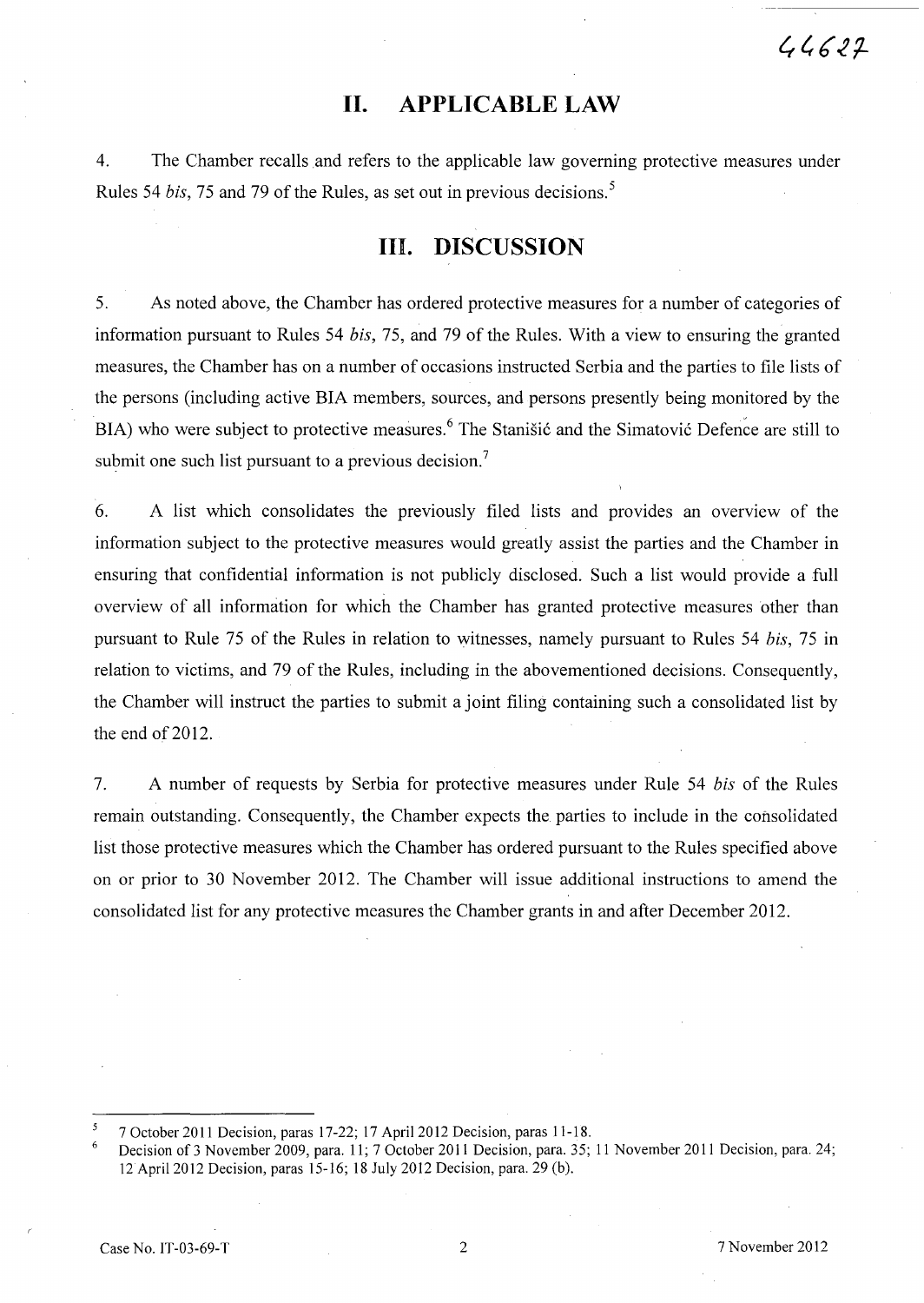## II. APPLICABLE LAW

4. The Chamber recalls and refers to the applicable law governing protective measures under Rules 54 *bis*, 75 and 79 of the Rules, as set out in previous decisions.[5]

## III. DISCUSSION

5. As noted above, the Chamber has ordered protective measures for a number of categories of information pursuant to Rules 54 *bis*, 75, and 79 of the Rules. With a view to ensuring the granted measures, the Chamber has on a number of occasions instructed Serbia and the parties to file lists of the persons (including active BIA members, sources, and persons presently being monitored by the BIA) who were subject to protective measures.[6] The Stanišić and the Simatović Defence are still to submit one such list pursuant to a previous decision.[7]

6. A list which consolidates the previously filed lists and provides an overview of the information subject to the protective measures would greatly assist the parties and the Chamber in ensuring that confidential information is not publicly disclosed. Such a list would provide a full overview of all information for which the Chamber has granted protective measures other than pursuant to Rule 75 of the Rules in relation to witnesses, namely pursuant to Rules 54 *bis*, 75 in relation to victims, and 79 of the Rules, including in the abovementioned decisions. Consequently, the Chamber will instruct the parties to submit a joint filing containing such a consolidated list by the end of 2012.

7. A number of requests by Serbia for protective measures under Rule 54 *bis* of the Rules remain outstanding. Consequently, the Chamber expects the parties to include in the consolidated list those protective measures which the Chamber has ordered pursuant to the Rules specified above on or prior to 30 November 2012. The Chamber will issue additional instructions to amend the consolidated list for any protective measures the Chamber grants in and after December 2012.

---

[5] 7 October 2011 Decision, paras 17-22; 17 April 2012 Decision, paras 11-18.

[6] Decision of 3 November 2009, para. 11; 7 October 2011 Decision, para. 35; 11 November 2011 Decision, para. 24; 12 April 2012 Decision, paras 15-16; 18 July 2012 Decision, para. 29 (b).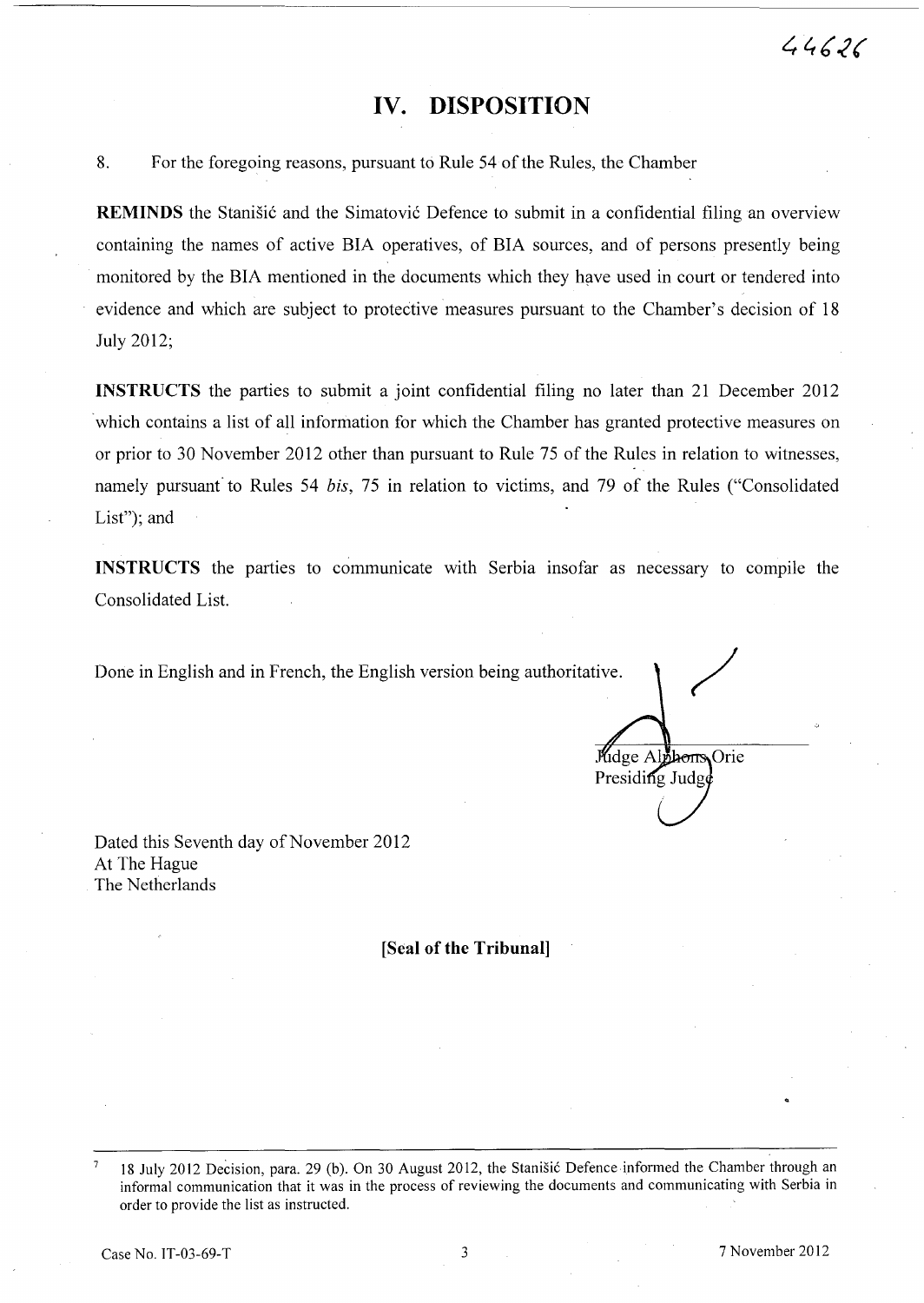# IV. DISPOSITION

8. For the foregoing reasons, pursuant to Rule 54 of the Rules, the Chamber

**REMINDS** the Stanišić and the Simatović Defence to submit in a confidential filing an overview containing the names of active BIA operatives, of BIA sources, and of persons presently being monitored by the BIA mentioned in the documents which they have used in court or tendered into evidence and which are subject to protective measures pursuant to the Chamber's decision of 18 July 2012;

**INSTRUCTS** the parties to submit a joint confidential filing no later than 21 December 2012 which contains a list of all information for which the Chamber has granted protective measures on or prior to 30 November 2012 other than pursuant to Rule 75 of the Rules in relation to witnesses, namely pursuant to Rules 54 *bis*, 75 in relation to victims, and 79 of the Rules ("Consolidated List"); and

**INSTRUCTS** the parties to communicate with Serbia insofar as necessary to compile the Consolidated List.

Done in English and in French, the English version being authoritative.

Judge Alphons Orie
Presiding Judge

Dated this Seventh day of November 2012
At The Hague
The Netherlands

**[Seal of the Tribunal]**

---

7 18 July 2012 Decision, para. 29 (b). On 30 August 2012, the Stanišić Defence informed the Chamber through an informal communication that it was in the process of reviewing the documents and communicating with Serbia in order to provide the list as instructed.